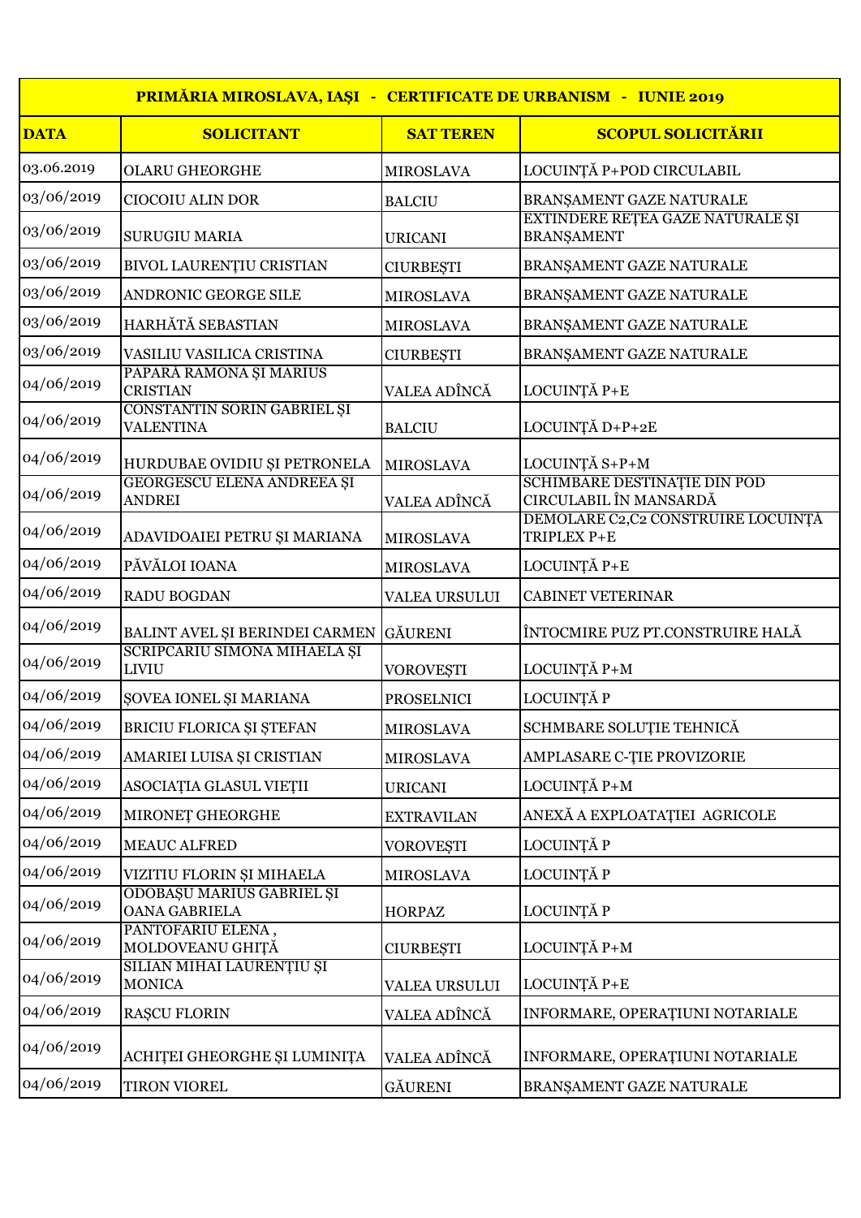| PRIMĂRIA MIROSLAVA, IAȘI - CERTIFICATE DE URBANISM - IUNIE 2019 | | | |
|---|---|---|---|
| **DATA** | **SOLICITANT** | **SAT TEREN** | **SCOPUL SOLICITĂRII** |
| 03.06.2019 | OLARU GHEORGHE | MIROSLAVA | LOCUINȚĂ P+POD CIRCULABIL |
| 03/06/2019 | CIOCOIU ALIN DOR | BALCIU | BRANȘAMENT GAZE NATURALE |
| 03/06/2019 | SURUGIU MARIA | URICANI | EXTINDERE REȚEA GAZE NATURALE ȘI BRANȘAMENT |
| 03/06/2019 | BIVOL LAURENȚIU CRISTIAN | CIURBEȘTI | BRANȘAMENT GAZE NATURALE |
| 03/06/2019 | ANDRONIC GEORGE SILE | MIROSLAVA | BRANȘAMENT GAZE NATURALE |
| 03/06/2019 | HARHĂTĂ SEBASTIAN | MIROSLAVA | BRANȘAMENT GAZE NATURALE |
| 03/06/2019 | VASILIU VASILICA CRISTINA | CIURBEȘTI | BRANȘAMENT GAZE NATURALE |
| 04/06/2019 | PAPARĂ RAMONA ȘI MARIUS CRISTIAN | VALEA ADÎNCĂ | LOCUINȚĂ P+E |
| 04/06/2019 | CONSTANTIN SORIN GABRIEL ȘI VALENTINA | BALCIU | LOCUINȚĂ D+P+2E |
| 04/06/2019 | HURDUBAE OVIDIU ȘI PETRONELA | MIROSLAVA | LOCUINȚĂ S+P+M |
| 04/06/2019 | GEORGESCU ELENA ANDREEA ȘI ANDREI | VALEA ADÎNCĂ | SCHIMBARE DESTINAȚIE DIN POD CIRCULABIL ÎN MANSARDĂ |
| 04/06/2019 | ADAVIDOAIEI PETRU ȘI MARIANA | MIROSLAVA | DEMOLARE C2,C2 CONSTRUIRE LOCUINȚĂ TRIPLEX P+E |
| 04/06/2019 | PĂVĂLOI IOANA | MIROSLAVA | LOCUINȚĂ P+E |
| 04/06/2019 | RADU BOGDAN | VALEA URSULUI | CABINET VETERINAR |
| 04/06/2019 | BALINT AVEL ȘI BERINDEI CARMEN | GĂURENI | ÎNTOCMIRE PUZ PT.CONSTRUIRE HALĂ |
| 04/06/2019 | SCRIPCARIU SIMONA MIHAELA ȘI LIVIU | VOROVEȘTI | LOCUINȚĂ P+M |
| 04/06/2019 | ȘOVEA IONEL ȘI MARIANA | PROSELNICI | LOCUINȚĂ P |
| 04/06/2019 | BRICIU FLORICA ȘI ȘTEFAN | MIROSLAVA | SCHMBARE SOLUȚIE TEHNICĂ |
| 04/06/2019 | AMARIEI LUISA ȘI CRISTIAN | MIROSLAVA | AMPLASARE C-ȚIE PROVIZORIE |
| 04/06/2019 | ASOCIAȚIA GLASUL VIEȚII | URICANI | LOCUINȚĂ P+M |
| 04/06/2019 | MIRONEȚ GHEORGHE | EXTRAVILAN | ANEXĂ A EXPLOATAȚIEI AGRICOLE |
| 04/06/2019 | MEAUC ALFRED | VOROVEȘTI | LOCUINȚĂ P |
| 04/06/2019 | VIZITIU FLORIN ȘI MIHAELA | MIROSLAVA | LOCUINȚĂ P |
| 04/06/2019 | ODOBAȘU MARIUS GABRIEL ȘI OANA GABRIELA | HORPAZ | LOCUINȚĂ P |
| 04/06/2019 | PANTOFARIU ELENA , MOLDOVEANU GHIȚĂ | CIURBEȘTI | LOCUINȚĂ P+M |
| 04/06/2019 | SILIAN MIHAI LAURENȚIU ȘI MONICA | VALEA URSULUI | LOCUINȚĂ P+E |
| 04/06/2019 | RAȘCU FLORIN | VALEA ADÎNCĂ | INFORMARE, OPERAȚIUNI NOTARIALE |
| 04/06/2019 | ACHIȚEI GHEORGHE ȘI LUMINIȚA | VALEA ADÎNCĂ | INFORMARE, OPERAȚIUNI NOTARIALE |
| 04/06/2019 | TIRON VIOREL | GĂURENI | BRANȘAMENT GAZE NATURALE |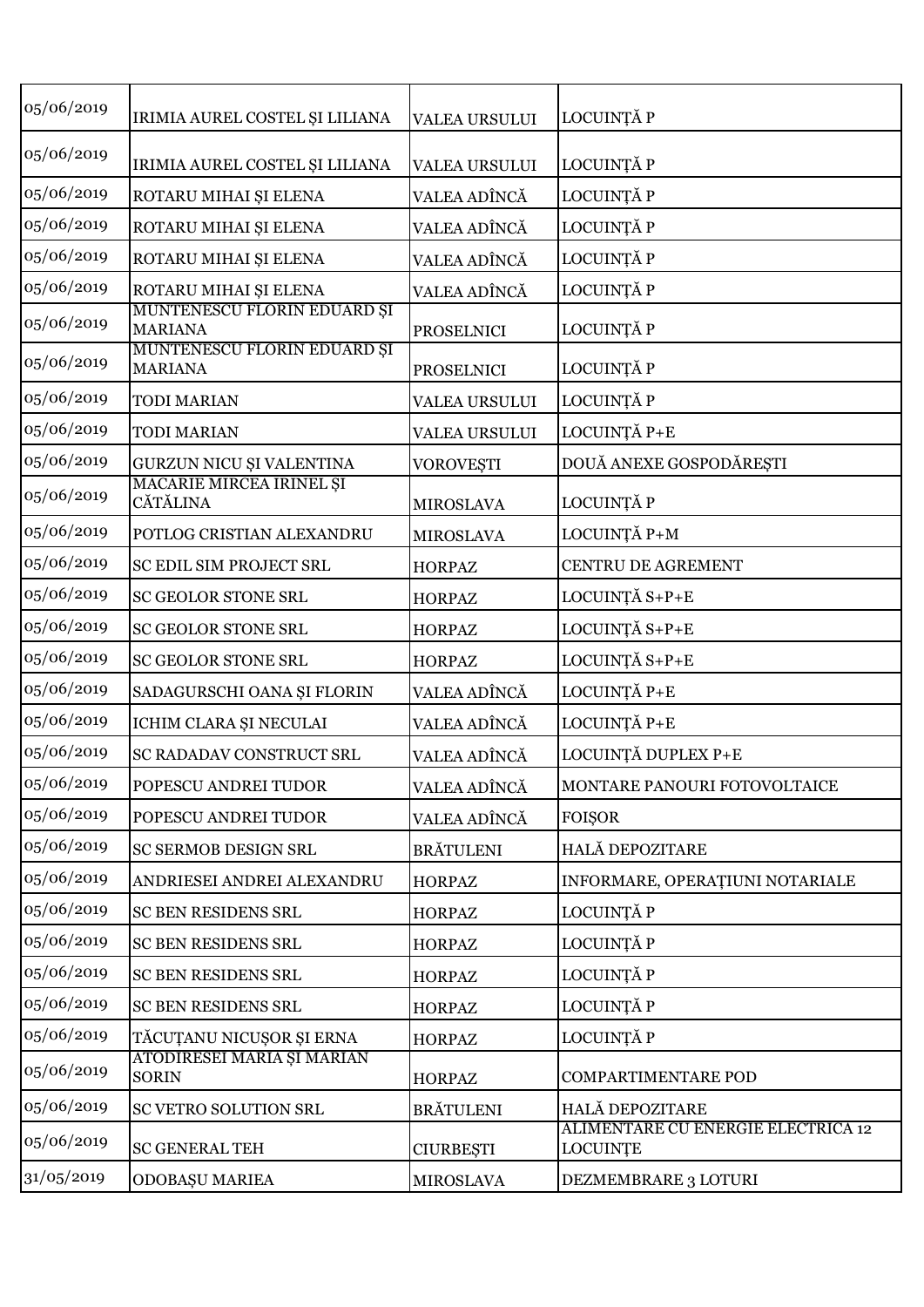| | | | |
|---|---|---|---|
| 05/06/2019 | IRIMIA AUREL COSTEL ȘI LILIANA | VALEA URSULUI | LOCUINȚĂ P |
| 05/06/2019 | IRIMIA AUREL COSTEL ȘI LILIANA | VALEA URSULUI | LOCUINȚĂ P |
| 05/06/2019 | ROTARU MIHAI ȘI ELENA | VALEA ADÎNCĂ | LOCUINȚĂ P |
| 05/06/2019 | ROTARU MIHAI ȘI ELENA | VALEA ADÎNCĂ | LOCUINȚĂ P |
| 05/06/2019 | ROTARU MIHAI ȘI ELENA | VALEA ADÎNCĂ | LOCUINȚĂ P |
| 05/06/2019 | ROTARU MIHAI ȘI ELENA | VALEA ADÎNCĂ | LOCUINȚĂ P |
| 05/06/2019 | MUNTENESCU FLORIN EDUARD ȘI MARIANA | PROSELNICI | LOCUINȚĂ P |
| 05/06/2019 | MUNTENESCU FLORIN EDUARD ȘI MARIANA | PROSELNICI | LOCUINȚĂ P |
| 05/06/2019 | TODI MARIAN | VALEA URSULUI | LOCUINȚĂ P |
| 05/06/2019 | TODI MARIAN | VALEA URSULUI | LOCUINȚĂ P+E |
| 05/06/2019 | GURZUN NICU ȘI VALENTINA | VOROVEȘTI | DOUĂ ANEXE GOSPODĂREȘTI |
| 05/06/2019 | MACARIE MIRCEA IRINEL ȘI CĂTĂLINA | MIROSLAVA | LOCUINȚĂ P |
| 05/06/2019 | POTLOG CRISTIAN ALEXANDRU | MIROSLAVA | LOCUINȚĂ P+M |
| 05/06/2019 | SC EDIL SIM PROJECT SRL | HORPAZ | CENTRU DE AGREMENT |
| 05/06/2019 | SC GEOLOR STONE SRL | HORPAZ | LOCUINȚĂ S+P+E |
| 05/06/2019 | SC GEOLOR STONE SRL | HORPAZ | LOCUINȚĂ S+P+E |
| 05/06/2019 | SC GEOLOR STONE SRL | HORPAZ | LOCUINȚĂ S+P+E |
| 05/06/2019 | SADAGURSCHI OANA ȘI FLORIN | VALEA ADÎNCĂ | LOCUINȚĂ P+E |
| 05/06/2019 | ICHIM CLARA ȘI NECULAI | VALEA ADÎNCĂ | LOCUINȚĂ P+E |
| 05/06/2019 | SC RADADAV CONSTRUCT SRL | VALEA ADÎNCĂ | LOCUINȚĂ DUPLEX P+E |
| 05/06/2019 | POPESCU ANDREI TUDOR | VALEA ADÎNCĂ | MONTARE PANOURI FOTOVOLTAICE |
| 05/06/2019 | POPESCU ANDREI TUDOR | VALEA ADÎNCĂ | FOIȘOR |
| 05/06/2019 | SC SERMOB DESIGN SRL | BRĂTULENI | HALĂ DEPOZITARE |
| 05/06/2019 | ANDRIESEI ANDREI ALEXANDRU | HORPAZ | INFORMARE, OPERAȚIUNI NOTARIALE |
| 05/06/2019 | SC BEN RESIDENS SRL | HORPAZ | LOCUINȚĂ P |
| 05/06/2019 | SC BEN RESIDENS SRL | HORPAZ | LOCUINȚĂ P |
| 05/06/2019 | SC BEN RESIDENS SRL | HORPAZ | LOCUINȚĂ P |
| 05/06/2019 | SC BEN RESIDENS SRL | HORPAZ | LOCUINȚĂ P |
| 05/06/2019 | TĂCUȚANU NICUȘOR ȘI ERNA | HORPAZ | LOCUINȚĂ P |
| 05/06/2019 | ATODIRESEI MARIA ȘI MARIAN SORIN | HORPAZ | COMPARTIMENTARE POD |
| 05/06/2019 | SC VETRO SOLUTION SRL | BRĂTULENI | HALĂ DEPOZITARE |
| 05/06/2019 | SC GENERAL TEH | CIURBEȘTI | ALIMENTARE CU ENERGIE ELECTRICĂ 12 LOCUINȚE |
| 31/05/2019 | ODOBAȘU MARIEA | MIROSLAVA | DEZMEMBRARE 3 LOTURI |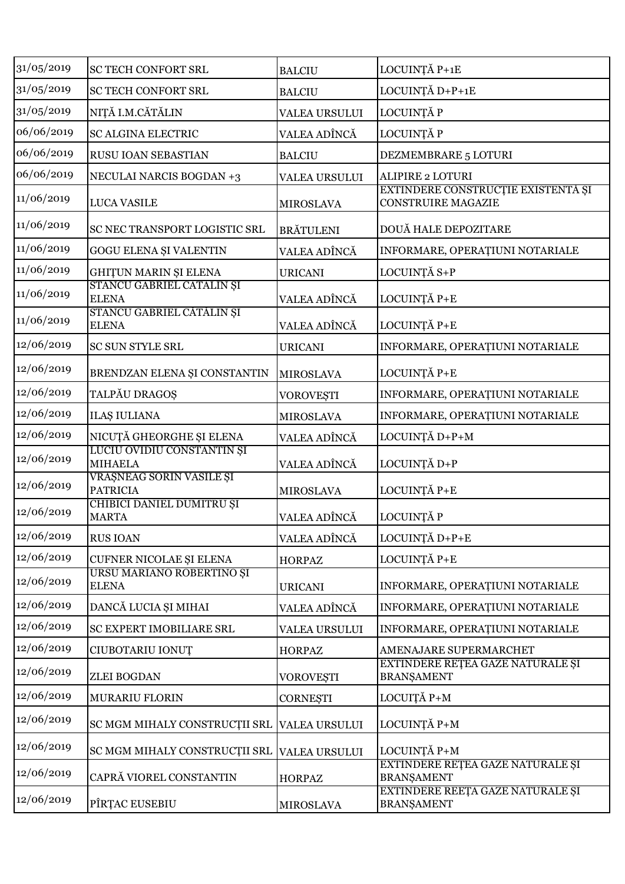| | | | |
|---|---|---|---|
| 31/05/2019 | SC TECH CONFORT SRL | BALCIU | LOCUINȚĂ P+1E |
| 31/05/2019 | SC TECH CONFORT SRL | BALCIU | LOCUINȚĂ D+P+1E |
| 31/05/2019 | NIȚĂ I.M.CĂTĂLIN | VALEA URSULUI | LOCUINȚĂ P |
| 06/06/2019 | SC ALGINA ELECTRIC | VALEA ADÎNCĂ | LOCUINȚĂ P |
| 06/06/2019 | RUSU IOAN SEBASTIAN | BALCIU | DEZMEMBRARE 5 LOTURI |
| 06/06/2019 | NECULAI NARCIS BOGDAN +3 | VALEA URSULUI | ALIPIRE 2 LOTURI |
| 11/06/2019 | LUCA VASILE | MIROSLAVA | EXTINDERE CONSTRUCȚIE EXISTENTĂ ȘI CONSTRUIRE MAGAZIE |
| 11/06/2019 | SC NEC TRANSPORT LOGISTIC SRL | BRĂTULENI | DOUĂ HALE DEPOZITARE |
| 11/06/2019 | GOGU ELENA ȘI VALENTIN | VALEA ADÎNCĂ | INFORMARE, OPERAȚIUNI NOTARIALE |
| 11/06/2019 | GHIȚUN MARIN ȘI ELENA | URICANI | LOCUINȚĂ S+P |
| 11/06/2019 | STANCU GABRIEL CĂTĂLIN ȘI ELENA | VALEA ADÎNCĂ | LOCUINȚĂ P+E |
| 11/06/2019 | STANCU GABRIEL CĂTĂLIN ȘI ELENA | VALEA ADÎNCĂ | LOCUINȚĂ P+E |
| 12/06/2019 | SC SUN STYLE SRL | URICANI | INFORMARE, OPERAȚIUNI NOTARIALE |
| 12/06/2019 | BRENDZAN ELENA ȘI CONSTANTIN | MIROSLAVA | LOCUINȚĂ P+E |
| 12/06/2019 | TALPĂU DRAGOȘ | VOROVEȘTI | INFORMARE, OPERAȚIUNI NOTARIALE |
| 12/06/2019 | ILAȘ IULIANA | MIROSLAVA | INFORMARE, OPERAȚIUNI NOTARIALE |
| 12/06/2019 | NICUȚĂ GHEORGHE ȘI ELENA | VALEA ADÎNCĂ | LOCUINȚĂ D+P+M |
| 12/06/2019 | LUCIU OVIDIU CONSTANTIN ȘI MIHAELA | VALEA ADÎNCĂ | LOCUINȚĂ D+P |
| 12/06/2019 | VRAȘNEAG SORIN VASILE ȘI PATRICIA | MIROSLAVA | LOCUINȚĂ P+E |
| 12/06/2019 | CHIBICI DANIEL DUMITRU ȘI MARTA | VALEA ADÎNCĂ | LOCUINȚĂ P |
| 12/06/2019 | RUS IOAN | VALEA ADÎNCĂ | LOCUINȚĂ D+P+E |
| 12/06/2019 | CUFNER NICOLAE ȘI ELENA | HORPAZ | LOCUINȚĂ P+E |
| 12/06/2019 | URSU MARIANO ROBERTINO ȘI ELENA | URICANI | INFORMARE, OPERAȚIUNI NOTARIALE |
| 12/06/2019 | DANCĂ LUCIA ȘI MIHAI | VALEA ADÎNCĂ | INFORMARE, OPERAȚIUNI NOTARIALE |
| 12/06/2019 | SC EXPERT IMOBILIARE SRL | VALEA URSULUI | INFORMARE, OPERAȚIUNI NOTARIALE |
| 12/06/2019 | CIUBOTARIU IONUȚ | HORPAZ | AMENAJARE SUPERMARCHET |
| 12/06/2019 | ZLEI BOGDAN | VOROVEȘTI | EXTINDERE REȚEA GAZE NATURALE ȘI BRANȘAMENT |
| 12/06/2019 | MURARIU FLORIN | CORNEȘTI | LOCUIȚĂ P+M |
| 12/06/2019 | SC MGM MIHALY CONSTRUCȚII SRL | VALEA URSULUI | LOCUINȚĂ P+M |
| 12/06/2019 | SC MGM MIHALY CONSTRUCȚII SRL | VALEA URSULUI | LOCUINȚĂ P+M |
| 12/06/2019 | CAPRĂ VIOREL CONSTANTIN | HORPAZ | EXTINDERE REȚEA GAZE NATURALE ȘI BRANȘAMENT |
| 12/06/2019 | PÎRȚAC EUSEBIU | MIROSLAVA | EXTINDERE REEȚA GAZE NATURALE ȘI BRANȘAMENT |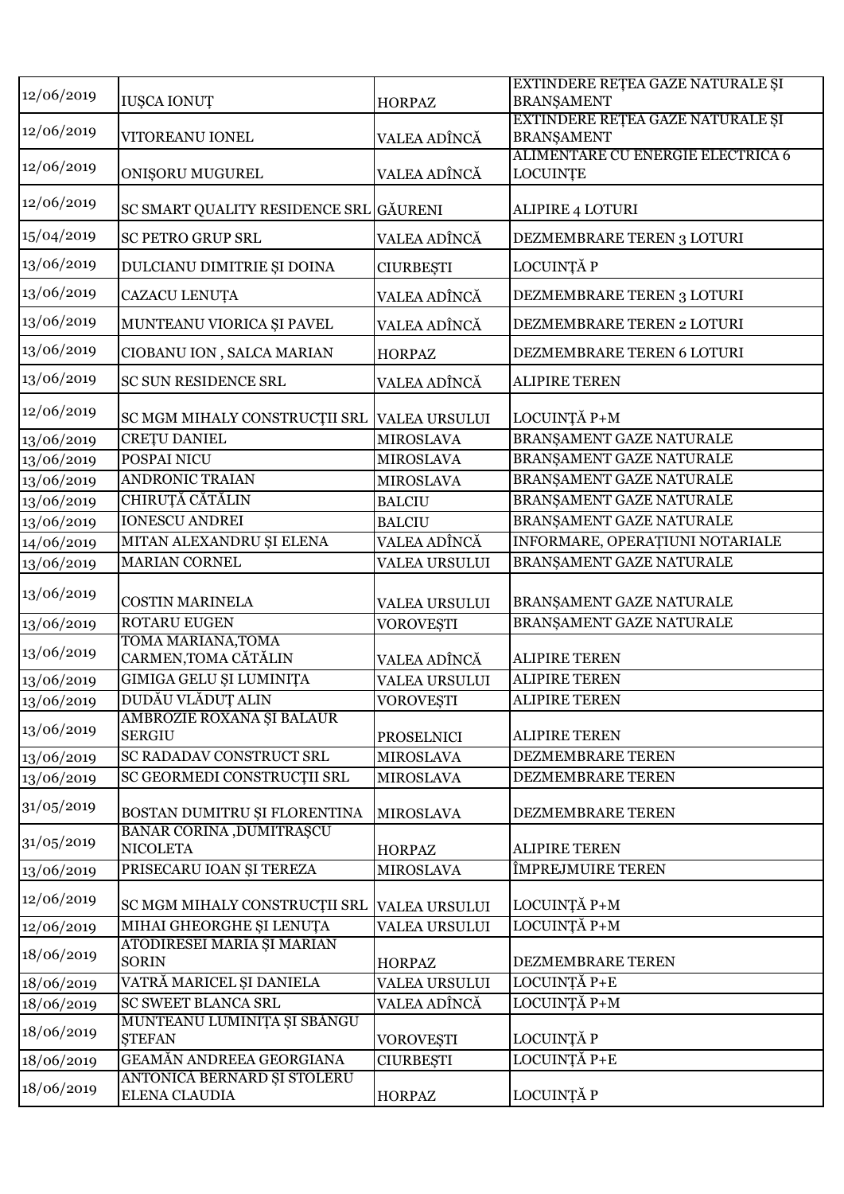| | | | |
|---|---|---|---|
| 12/06/2019 | IUȘCA IONUȚ | HORPAZ | EXTINDERE REȚEA GAZE NATURALE ȘI BRANȘAMENT |
| 12/06/2019 | VITOREANU IONEL | VALEA ADÎNCĂ | EXTINDERE REȚEA GAZE NATURALE ȘI BRANȘAMENT |
| 12/06/2019 | ONIȘORU MUGUREL | VALEA ADÎNCĂ | ALIMENTARE CU ENERGIE ELECTRICĂ 6 LOCUINȚE |
| 12/06/2019 | SC SMART QUALITY RESIDENCE SRL | GĂURENI | ALIPIRE 4 LOTURI |
| 15/04/2019 | SC PETRO GRUP SRL | VALEA ADÎNCĂ | DEZMEMBRARE TEREN 3 LOTURI |
| 13/06/2019 | DULCIANU DIMITRIE ȘI DOINA | CIURBEȘTI | LOCUINȚĂ P |
| 13/06/2019 | CAZACU LENUȚA | VALEA ADÎNCĂ | DEZMEMBRARE TEREN 3 LOTURI |
| 13/06/2019 | MUNTEANU VIORICA ȘI PAVEL | VALEA ADÎNCĂ | DEZMEMBRARE TEREN 2 LOTURI |
| 13/06/2019 | CIOBANU ION , SALCA MARIAN | HORPAZ | DEZMEMBRARE TEREN 6 LOTURI |
| 13/06/2019 | SC SUN RESIDENCE SRL | VALEA ADÎNCĂ | ALIPIRE TEREN |
| 12/06/2019 | SC MGM MIHALY CONSTRUCȚII SRL | VALEA URSULUI | LOCUINȚĂ P+M |
| 13/06/2019 | CREȚU DANIEL | MIROSLAVA | BRANȘAMENT GAZE NATURALE |
| 13/06/2019 | POSPAI NICU | MIROSLAVA | BRANȘAMENT GAZE NATURALE |
| 13/06/2019 | ANDRONIC TRAIAN | MIROSLAVA | BRANȘAMENT GAZE NATURALE |
| 13/06/2019 | CHIRUȚĂ CĂTĂLIN | BALCIU | BRANȘAMENT GAZE NATURALE |
| 13/06/2019 | IONESCU ANDREI | BALCIU | BRANȘAMENT GAZE NATURALE |
| 14/06/2019 | MITAN ALEXANDRU ȘI ELENA | VALEA ADÎNCĂ | INFORMARE, OPERAȚIUNI NOTARIALE |
| 13/06/2019 | MARIAN CORNEL | VALEA URSULUI | BRANȘAMENT GAZE NATURALE |
| 13/06/2019 | COSTIN MARINELA | VALEA URSULUI | BRANȘAMENT GAZE NATURALE |
| 13/06/2019 | ROTARU EUGEN | VOROVEȘTI | BRANȘAMENT GAZE NATURALE |
| 13/06/2019 | TOMA MARIANA,TOMA CARMEN,TOMA CĂTĂLIN | VALEA ADÎNCĂ | ALIPIRE TEREN |
| 13/06/2019 | GIMIGA GELU ȘI LUMINIȚA | VALEA URSULUI | ALIPIRE TEREN |
| 13/06/2019 | DUDĂU VLĂDUȚ ALIN | VOROVEȘTI | ALIPIRE TEREN |
| 13/06/2019 | AMBROZIE ROXANA ȘI BALAUR SERGIU | PROSELNICI | ALIPIRE TEREN |
| 13/06/2019 | SC RADADAV CONSTRUCT SRL | MIROSLAVA | DEZMEMBRARE TEREN |
| 13/06/2019 | SC GEORMEDI CONSTRUCȚII SRL | MIROSLAVA | DEZMEMBRARE TEREN |
| 31/05/2019 | BOSTAN DUMITRU ȘI FLORENTINA | MIROSLAVA | DEZMEMBRARE TEREN |
| 31/05/2019 | BANAR CORINA ,DUMITRAȘCU NICOLETA | HORPAZ | ALIPIRE TEREN |
| 13/06/2019 | PRISECARU IOAN ȘI TEREZA | MIROSLAVA | ÎMPREJMUIRE TEREN |
| 12/06/2019 | SC MGM MIHALY CONSTRUCȚII SRL | VALEA URSULUI | LOCUINȚĂ P+M |
| 12/06/2019 | MIHAI GHEORGHE ȘI LENUȚA | VALEA URSULUI | LOCUINȚĂ P+M |
| 18/06/2019 | ATODIRESEI MARIA ȘI MARIAN SORIN | HORPAZ | DEZMEMBRARE TEREN |
| 18/06/2019 | VATRĂ MARICEL ȘI DANIELA | VALEA URSULUI | LOCUINȚĂ P+E |
| 18/06/2019 | SC SWEET BLANCA SRL | VALEA ADÎNCĂ | LOCUINȚĂ P+M |
| 18/06/2019 | MUNTEANU LUMINIȚA ȘI SBANGU ȘTEFAN | VOROVEȘTI | LOCUINȚĂ P |
| 18/06/2019 | GEAMĂN ANDREEA GEORGIANA | CIURBEȘTI | LOCUINȚĂ P+E |
| 18/06/2019 | ANTONICĂ BERNARD ȘI STOLERU ELENA CLAUDIA | HORPAZ | LOCUINȚĂ P |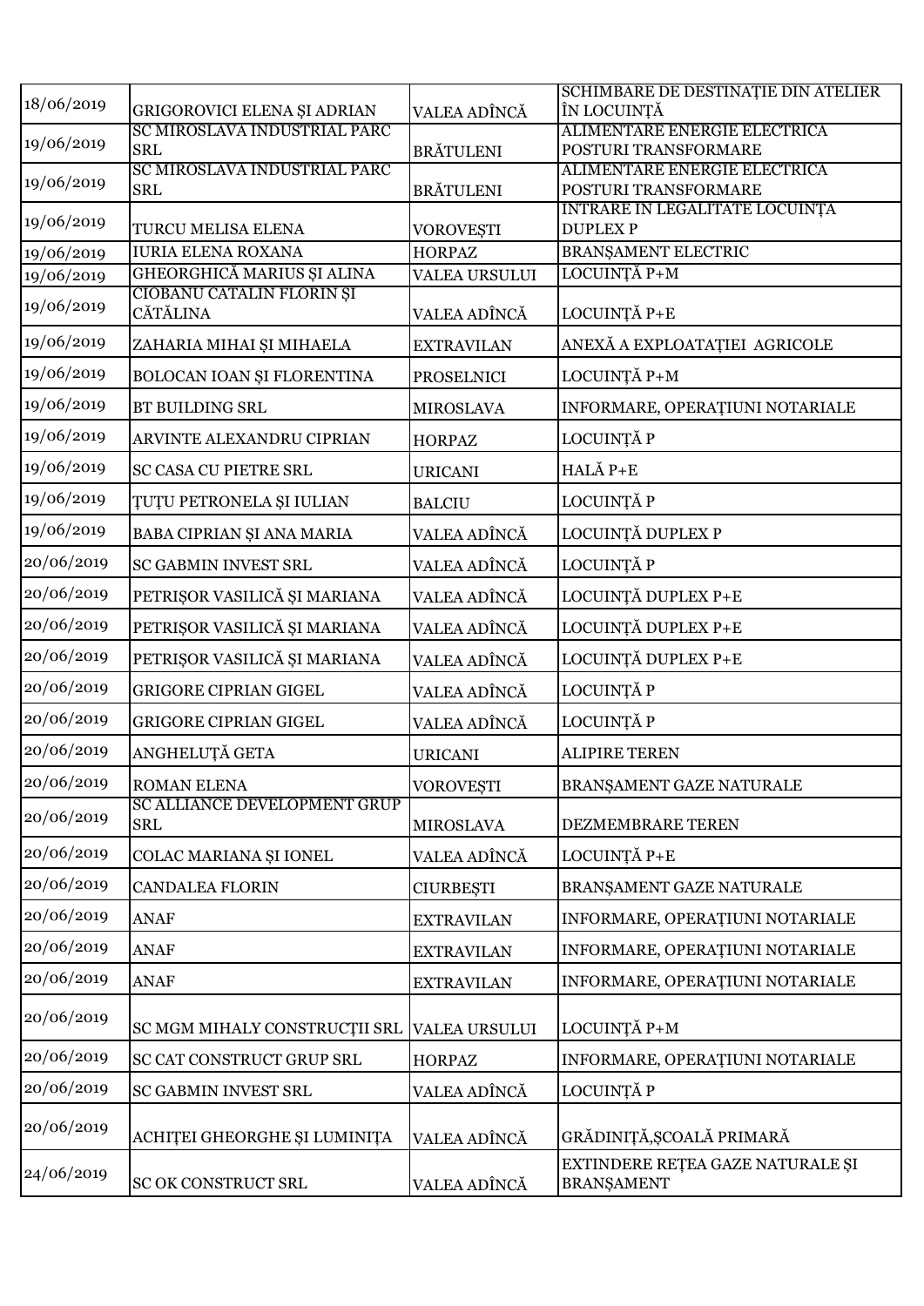| | | | |
|---|---|---|---|
| 18/06/2019 | GRIGOROVICI ELENA ȘI ADRIAN | VALEA ADÎNCĂ | SCHIMBARE DE DESTINAȚIE DIN ATELIER ÎN LOCUINȚĂ |
| 19/06/2019 | SC MIROSLAVA INDUSTRIAL PARC SRL | BRĂTULENI | ALIMENTARE ENERGIE ELECTRICA POSTURI TRANSFORMARE |
| 19/06/2019 | SC MIROSLAVA INDUSTRIAL PARC SRL | BRĂTULENI | ALIMENTARE ENERGIE ELECTRICA POSTURI TRANSFORMARE |
| 19/06/2019 | TURCU MELISA ELENA | VOROVEȘTI | INTRARE IN LEGALITATE LOCUINȚA DUPLEX P |
| 19/06/2019 | IURIA ELENA ROXANA | HORPAZ | BRANȘAMENT ELECTRIC |
| 19/06/2019 | GHEORGHICĂ MARIUS ȘI ALINA | VALEA URSULUI | LOCUINȚĂ P+M |
| 19/06/2019 | CIOBANU CATALIN FLORIN ȘI CĂTĂLINA | VALEA ADÎNCĂ | LOCUINȚĂ P+E |
| 19/06/2019 | ZAHARIA MIHAI ȘI MIHAELA | EXTRAVILAN | ANEXĂ A EXPLOATAȚIEI AGRICOLE |
| 19/06/2019 | BOLOCAN IOAN ȘI FLORENTINA | PROSELNICI | LOCUINȚĂ P+M |
| 19/06/2019 | BT BUILDING SRL | MIROSLAVA | INFORMARE, OPERAȚIUNI NOTARIALE |
| 19/06/2019 | ARVINTE ALEXANDRU CIPRIAN | HORPAZ | LOCUINȚĂ P |
| 19/06/2019 | SC CASA CU PIETRE SRL | URICANI | HALĂ P+E |
| 19/06/2019 | ȚUȚU PETRONELA ȘI IULIAN | BALCIU | LOCUINȚĂ P |
| 19/06/2019 | BABA CIPRIAN ȘI ANA MARIA | VALEA ADÎNCĂ | LOCUINȚĂ DUPLEX P |
| 20/06/2019 | SC GABMIN INVEST SRL | VALEA ADÎNCĂ | LOCUINȚĂ P |
| 20/06/2019 | PETRIȘOR VASILICĂ ȘI MARIANA | VALEA ADÎNCĂ | LOCUINȚĂ DUPLEX P+E |
| 20/06/2019 | PETRIȘOR VASILICĂ ȘI MARIANA | VALEA ADÎNCĂ | LOCUINȚĂ DUPLEX P+E |
| 20/06/2019 | PETRIȘOR VASILICĂ ȘI MARIANA | VALEA ADÎNCĂ | LOCUINȚĂ DUPLEX P+E |
| 20/06/2019 | GRIGORE CIPRIAN GIGEL | VALEA ADÎNCĂ | LOCUINȚĂ P |
| 20/06/2019 | GRIGORE CIPRIAN GIGEL | VALEA ADÎNCĂ | LOCUINȚĂ P |
| 20/06/2019 | ANGHELUȚĂ GETA | URICANI | ALIPIRE TEREN |
| 20/06/2019 | ROMAN ELENA | VOROVEȘTI | BRANȘAMENT GAZE NATURALE |
| 20/06/2019 | SC ALLIANCE DEVELOPMENT GRUP SRL | MIROSLAVA | DEZMEMBRARE TEREN |
| 20/06/2019 | COLAC MARIANA ȘI IONEL | VALEA ADÎNCĂ | LOCUINȚĂ P+E |
| 20/06/2019 | CANDALEA FLORIN | CIURBEȘTI | BRANȘAMENT GAZE NATURALE |
| 20/06/2019 | ANAF | EXTRAVILAN | INFORMARE, OPERAȚIUNI NOTARIALE |
| 20/06/2019 | ANAF | EXTRAVILAN | INFORMARE, OPERAȚIUNI NOTARIALE |
| 20/06/2019 | ANAF | EXTRAVILAN | INFORMARE, OPERAȚIUNI NOTARIALE |
| 20/06/2019 | SC MGM MIHALY CONSTRUCȚII SRL | VALEA URSULUI | LOCUINȚĂ P+M |
| 20/06/2019 | SC CAT CONSTRUCT GRUP SRL | HORPAZ | INFORMARE, OPERAȚIUNI NOTARIALE |
| 20/06/2019 | SC GABMIN INVEST SRL | VALEA ADÎNCĂ | LOCUINȚĂ P |
| 20/06/2019 | ACHIȚEI GHEORGHE ȘI LUMINIȚA | VALEA ADÎNCĂ | GRĂDINIȚĂ,ȘCOALĂ PRIMARĂ |
| 24/06/2019 | SC OK CONSTRUCT SRL | VALEA ADÎNCĂ | EXTINDERE REȚEA GAZE NATURALE ȘI BRANȘAMENT |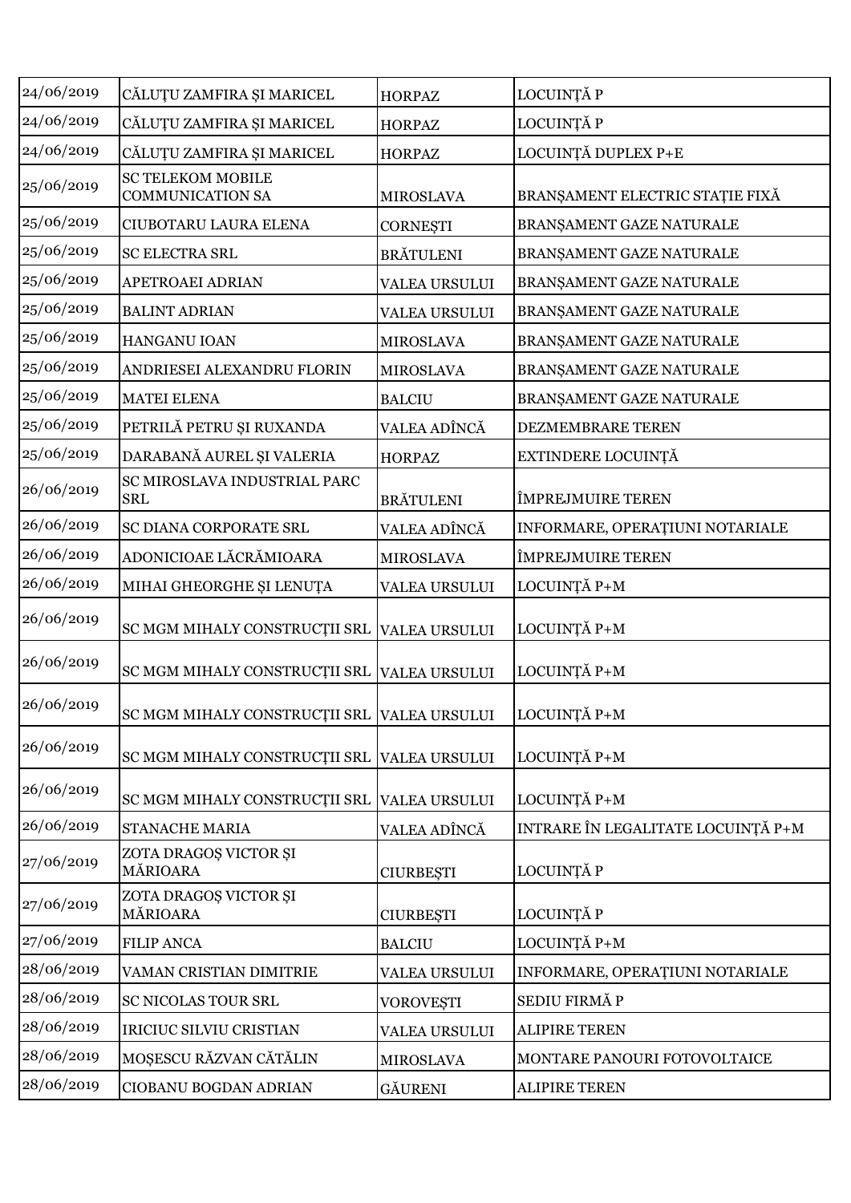| 24/06/2019 | CĂLUȚU ZAMFIRA ȘI MARICEL | HORPAZ | LOCUINȚĂ P |
|---|---|---|---|
| 24/06/2019 | CĂLUȚU ZAMFIRA ȘI MARICEL | HORPAZ | LOCUINȚĂ P |
| 24/06/2019 | CĂLUȚU ZAMFIRA ȘI MARICEL | HORPAZ | LOCUINȚĂ DUPLEX P+E |
| 25/06/2019 | SC TELEKOM MOBILE COMMUNICATION SA | MIROSLAVA | BRANȘAMENT ELECTRIC STAȚIE FIXĂ |
| 25/06/2019 | CIUBOTARU LAURA ELENA | CORNEȘTI | BRANȘAMENT GAZE NATURALE |
| 25/06/2019 | SC ELECTRA SRL | BRĂTULENI | BRANȘAMENT GAZE NATURALE |
| 25/06/2019 | APETROAEI ADRIAN | VALEA URSULUI | BRANȘAMENT GAZE NATURALE |
| 25/06/2019 | BALINT ADRIAN | VALEA URSULUI | BRANȘAMENT GAZE NATURALE |
| 25/06/2019 | HANGANU IOAN | MIROSLAVA | BRANȘAMENT GAZE NATURALE |
| 25/06/2019 | ANDRIESEI ALEXANDRU FLORIN | MIROSLAVA | BRANȘAMENT GAZE NATURALE |
| 25/06/2019 | MATEI ELENA | BALCIU | BRANȘAMENT GAZE NATURALE |
| 25/06/2019 | PETRILĂ PETRU ȘI RUXANDA | VALEA ADÎNCĂ | DEZMEMBRARE TEREN |
| 25/06/2019 | DARABANĂ AUREL ȘI VALERIA | HORPAZ | EXTINDERE LOCUINȚĂ |
| 26/06/2019 | SC MIROSLAVA INDUSTRIAL PARC SRL | BRĂTULENI | ÎMPREJMUIRE TEREN |
| 26/06/2019 | SC DIANA CORPORATE SRL | VALEA ADÎNCĂ | INFORMARE, OPERAȚIUNI NOTARIALE |
| 26/06/2019 | ADONICIOAE LĂCRĂMIOARA | MIROSLAVA | ÎMPREJMUIRE TEREN |
| 26/06/2019 | MIHAI GHEORGHE ȘI LENUȚA | VALEA URSULUI | LOCUINȚĂ P+M |
| 26/06/2019 | SC MGM MIHALY CONSTRUCȚII SRL | VALEA URSULUI | LOCUINȚĂ P+M |
| 26/06/2019 | SC MGM MIHALY CONSTRUCȚII SRL | VALEA URSULUI | LOCUINȚĂ P+M |
| 26/06/2019 | SC MGM MIHALY CONSTRUCȚII SRL | VALEA URSULUI | LOCUINȚĂ P+M |
| 26/06/2019 | SC MGM MIHALY CONSTRUCȚII SRL | VALEA URSULUI | LOCUINȚĂ P+M |
| 26/06/2019 | SC MGM MIHALY CONSTRUCȚII SRL | VALEA URSULUI | LOCUINȚĂ P+M |
| 26/06/2019 | STANACHE MARIA | VALEA ADÎNCĂ | INTRARE ÎN LEGALITATE LOCUINȚĂ P+M |
| 27/06/2019 | ZOTA DRAGOȘ VICTOR ȘI MĂRIOARA | CIURBEȘTI | LOCUINȚĂ P |
| 27/06/2019 | ZOTA DRAGOȘ VICTOR ȘI MĂRIOARA | CIURBEȘTI | LOCUINȚĂ P |
| 27/06/2019 | FILIP ANCA | BALCIU | LOCUINȚĂ P+M |
| 28/06/2019 | VAMAN CRISTIAN DIMITRIE | VALEA URSULUI | INFORMARE, OPERAȚIUNI NOTARIALE |
| 28/06/2019 | SC NICOLAS TOUR SRL | VOROVEȘTI | SEDIU FIRMĂ P |
| 28/06/2019 | IRICIUC SILVIU CRISTIAN | VALEA URSULUI | ALIPIRE TEREN |
| 28/06/2019 | MOȘESCU RĂZVAN CĂTĂLIN | MIROSLAVA | MONTARE PANOURI FOTOVOLTAICE |
| 28/06/2019 | CIOBANU BOGDAN ADRIAN | GĂURENI | ALIPIRE TEREN |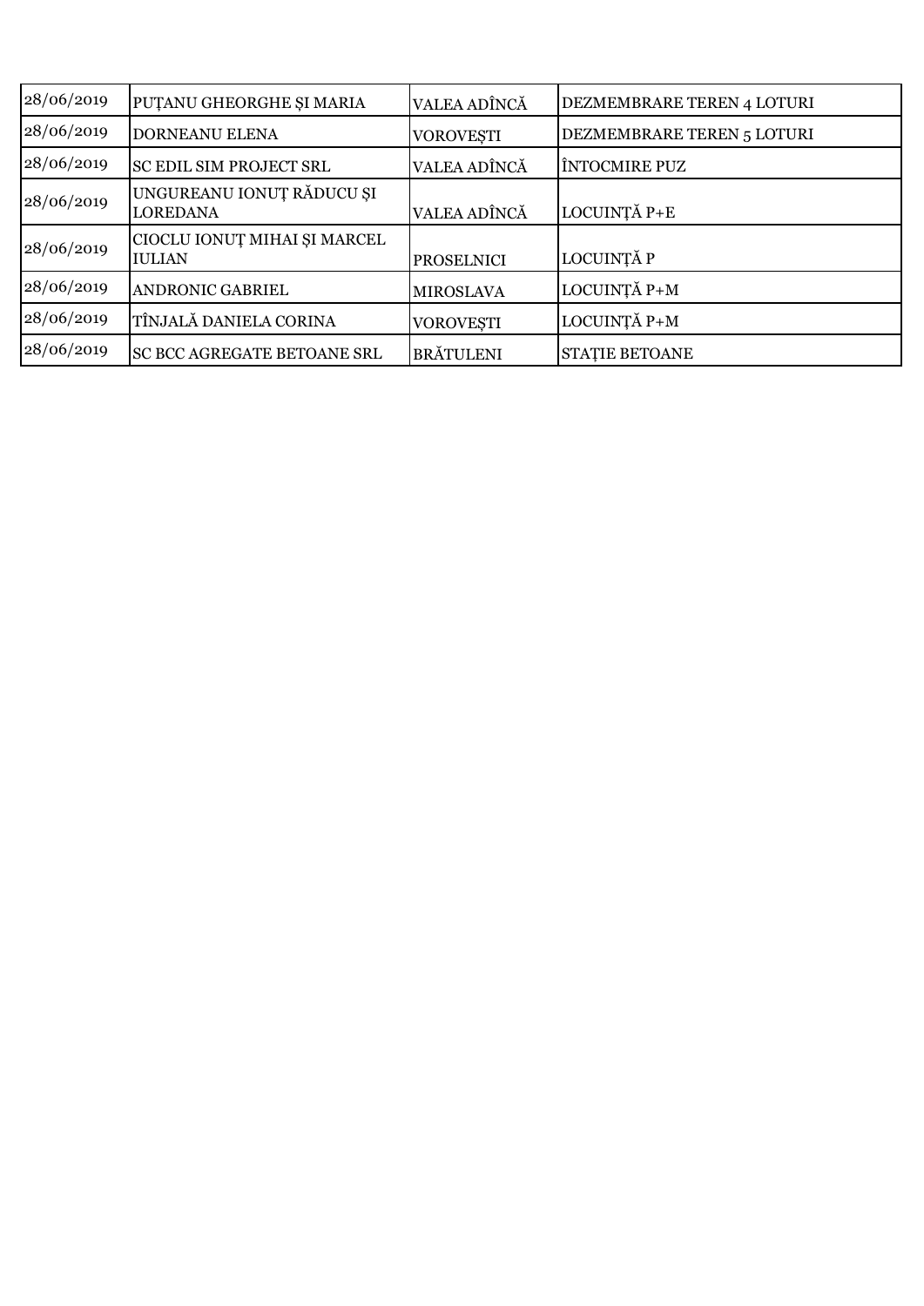| | | | |
|---|---|---|---|
| 28/06/2019 | PUȚANU GHEORGHE ȘI MARIA | VALEA ADÎNCĂ | DEZMEMBRARE TEREN 4 LOTURI |
| 28/06/2019 | DORNEANU ELENA | VOROVEȘTI | DEZMEMBRARE TEREN 5 LOTURI |
| 28/06/2019 | SC EDIL SIM PROJECT SRL | VALEA ADÎNCĂ | ÎNTOCMIRE PUZ |
| 28/06/2019 | UNGUREANU IONUȚ RĂDUCU ȘI LOREDANA | VALEA ADÎNCĂ | LOCUINȚĂ P+E |
| 28/06/2019 | CIOCLU IONUȚ MIHAI ȘI MARCEL IULIAN | PROSELNICI | LOCUINȚĂ P |
| 28/06/2019 | ANDRONIC GABRIEL | MIROSLAVA | LOCUINȚĂ P+M |
| 28/06/2019 | TÎNJALĂ DANIELA CORINA | VOROVEȘTI | LOCUINȚĂ P+M |
| 28/06/2019 | SC BCC AGREGATE BETOANE SRL | BRĂTULENI | STAȚIE BETOANE |